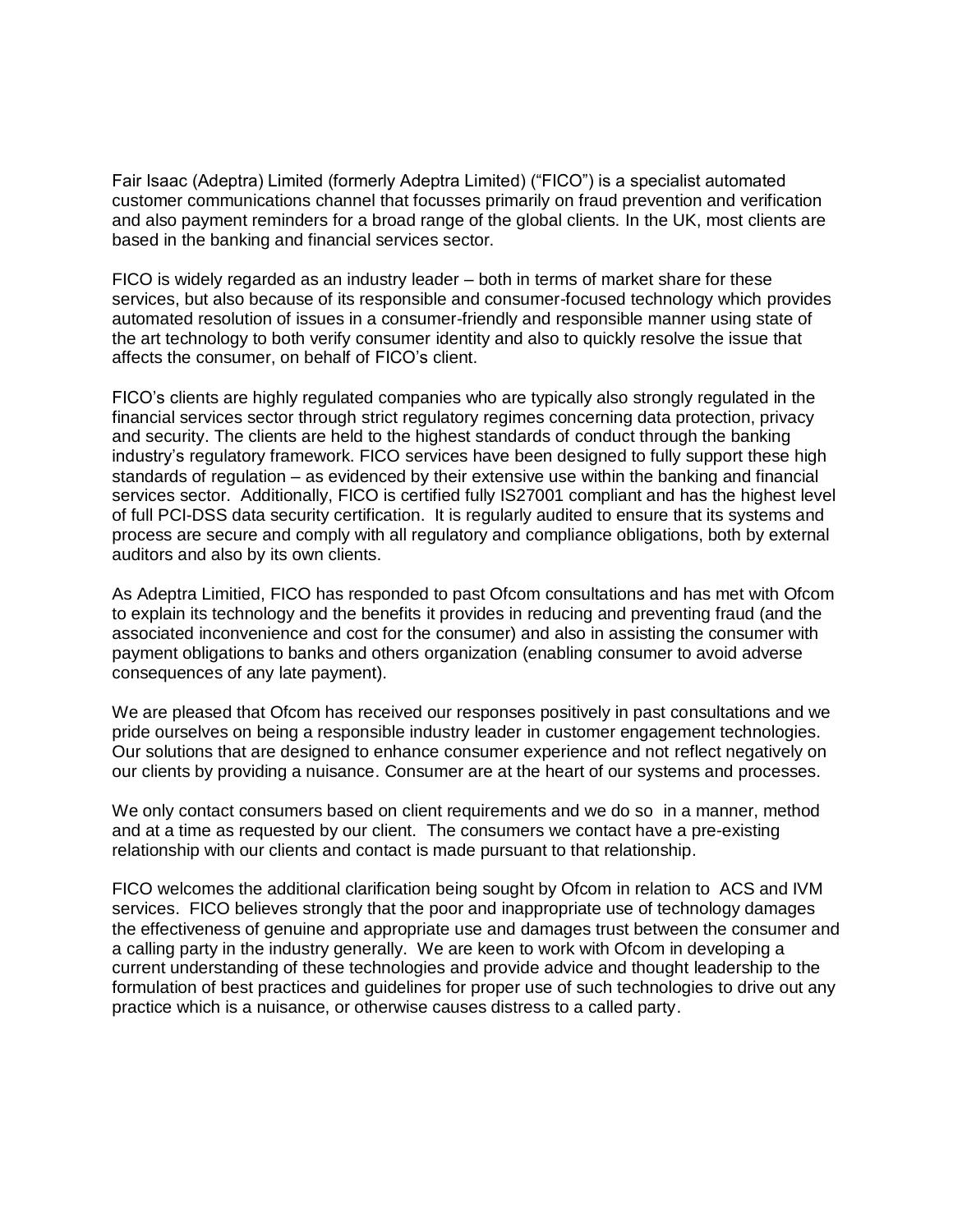Fair Isaac (Adeptra) Limited (formerly Adeptra Limited) ("FICO") is a specialist automated customer communications channel that focusses primarily on fraud prevention and verification and also payment reminders for a broad range of the global clients. In the UK, most clients are based in the banking and financial services sector.

FICO is widely regarded as an industry leader – both in terms of market share for these services, but also because of its responsible and consumer-focused technology which provides automated resolution of issues in a consumer-friendly and responsible manner using state of the art technology to both verify consumer identity and also to quickly resolve the issue that affects the consumer, on behalf of FICO's client.

FICO's clients are highly regulated companies who are typically also strongly regulated in the financial services sector through strict regulatory regimes concerning data protection, privacy and security. The clients are held to the highest standards of conduct through the banking industry's regulatory framework. FICO services have been designed to fully support these high standards of regulation – as evidenced by their extensive use within the banking and financial services sector. Additionally, FICO is certified fully IS27001 compliant and has the highest level of full PCI-DSS data security certification. It is regularly audited to ensure that its systems and process are secure and comply with all regulatory and compliance obligations, both by external auditors and also by its own clients.

As Adeptra Limitied, FICO has responded to past Ofcom consultations and has met with Ofcom to explain its technology and the benefits it provides in reducing and preventing fraud (and the associated inconvenience and cost for the consumer) and also in assisting the consumer with payment obligations to banks and others organization (enabling consumer to avoid adverse consequences of any late payment).

We are pleased that Ofcom has received our responses positively in past consultations and we pride ourselves on being a responsible industry leader in customer engagement technologies. Our solutions that are designed to enhance consumer experience and not reflect negatively on our clients by providing a nuisance. Consumer are at the heart of our systems and processes.

We only contact consumers based on client requirements and we do so in a manner, method and at a time as requested by our client. The consumers we contact have a pre-existing relationship with our clients and contact is made pursuant to that relationship.

FICO welcomes the additional clarification being sought by Ofcom in relation to ACS and IVM services. FICO believes strongly that the poor and inappropriate use of technology damages the effectiveness of genuine and appropriate use and damages trust between the consumer and a calling party in the industry generally. We are keen to work with Ofcom in developing a current understanding of these technologies and provide advice and thought leadership to the formulation of best practices and guidelines for proper use of such technologies to drive out any practice which is a nuisance, or otherwise causes distress to a called party.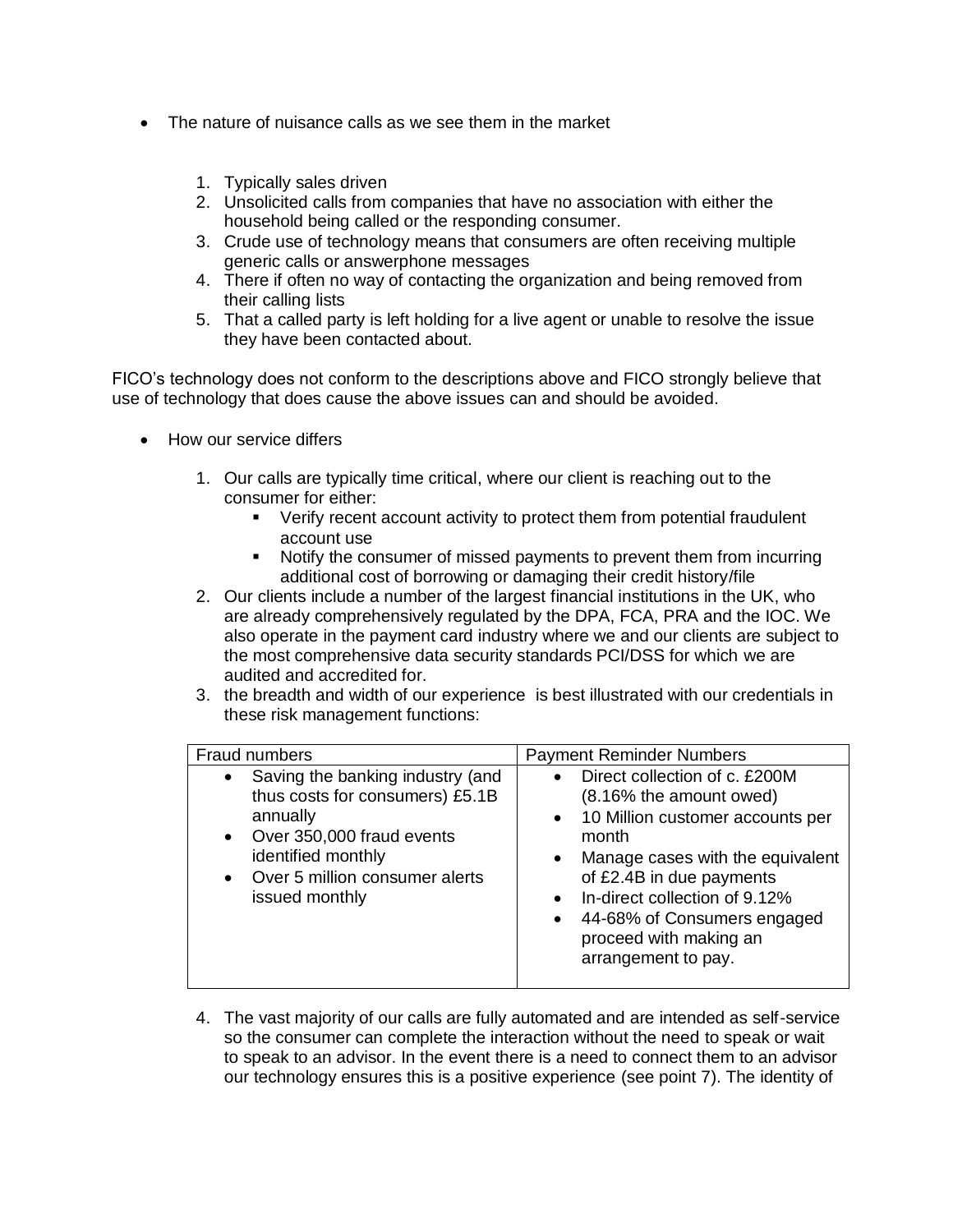- The nature of nuisance calls as we see them in the market

    1. Typically sales driven
    2. Unsolicited calls from companies that have no association with either the household being called or the responding consumer.
    3. Crude use of technology means that consumers are often receiving multiple generic calls or answerphone messages
    4. There if often no way of contacting the organization and being removed from their calling lists
    5. That a called party is left holding for a live agent or unable to resolve the issue they have been contacted about.

FICO's technology does not conform to the descriptions above and FICO strongly believe that use of technology that does cause the above issues can and should be avoided.

- How our service differs

    1. Our calls are typically time critical, where our client is reaching out to the consumer for either:
        - Verify recent account activity to protect them from potential fraudulent account use
        - Notify the consumer of missed payments to prevent them from incurring additional cost of borrowing or damaging their credit history/file
    2. Our clients include a number of the largest financial institutions in the UK, who are already comprehensively regulated by the DPA, FCA, PRA and the IOC. We also operate in the payment card industry where we and our clients are subject to the most comprehensive data security standards PCI/DSS for which we are audited and accredited for.
    3. the breadth and width of our experience is best illustrated with our credentials in these risk management functions:

| Fraud numbers | Payment Reminder Numbers |
|---|---|
| • Saving the banking industry (and thus costs for consumers) £5.1B annually<br>• Over 350,000 fraud events identified monthly<br>• Over 5 million consumer alerts issued monthly | • Direct collection of c. £200M (8.16% the amount owed)<br>• 10 Million customer accounts per month<br>• Manage cases with the equivalent of £2.4B in due payments<br>• In-direct collection of 9.12%<br>• 44-68% of Consumers engaged proceed with making an arrangement to pay. |

    4. The vast majority of our calls are fully automated and are intended as self-service so the consumer can complete the interaction without the need to speak or wait to speak to an advisor. In the event there is a need to connect them to an advisor our technology ensures this is a positive experience (see point 7). The identity of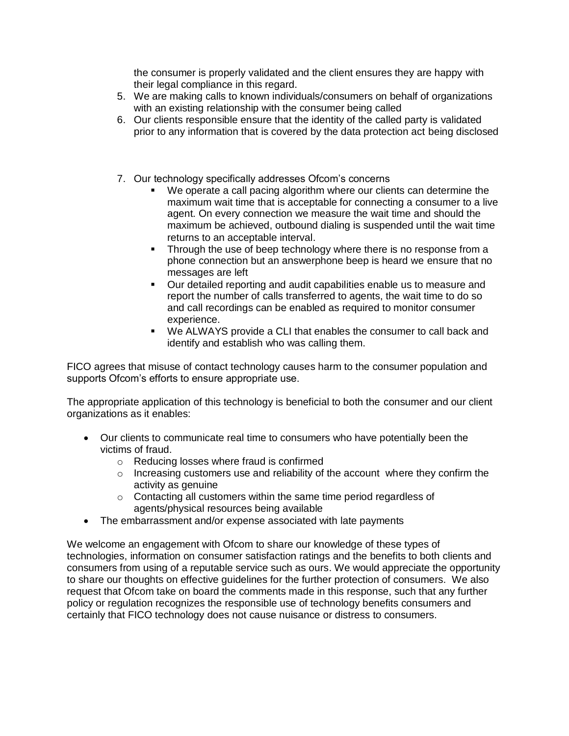the consumer is properly validated and the client ensures they are happy with their legal compliance in this regard.

5. We are making calls to known individuals/consumers on behalf of organizations with an existing relationship with the consumer being called
6. Our clients responsible ensure that the identity of the called party is validated prior to any information that is covered by the data protection act being disclosed
7. Our technology specifically addresses Ofcom's concerns
   - We operate a call pacing algorithm where our clients can determine the maximum wait time that is acceptable for connecting a consumer to a live agent. On every connection we measure the wait time and should the maximum be achieved, outbound dialing is suspended until the wait time returns to an acceptable interval.
   - Through the use of beep technology where there is no response from a phone connection but an answerphone beep is heard we ensure that no messages are left
   - Our detailed reporting and audit capabilities enable us to measure and report the number of calls transferred to agents, the wait time to do so and call recordings can be enabled as required to monitor consumer experience.
   - We ALWAYS provide a CLI that enables the consumer to call back and identify and establish who was calling them.

FICO agrees that misuse of contact technology causes harm to the consumer population and supports Ofcom's efforts to ensure appropriate use.

The appropriate application of this technology is beneficial to both the consumer and our client organizations as it enables:

- Our clients to communicate real time to consumers who have potentially been the victims of fraud.
  - Reducing losses where fraud is confirmed
  - Increasing customers use and reliability of the account where they confirm the activity as genuine
  - Contacting all customers within the same time period regardless of agents/physical resources being available
- The embarrassment and/or expense associated with late payments

We welcome an engagement with Ofcom to share our knowledge of these types of technologies, information on consumer satisfaction ratings and the benefits to both clients and consumers from using of a reputable service such as ours. We would appreciate the opportunity to share our thoughts on effective guidelines for the further protection of consumers. We also request that Ofcom take on board the comments made in this response, such that any further policy or regulation recognizes the responsible use of technology benefits consumers and certainly that FICO technology does not cause nuisance or distress to consumers.